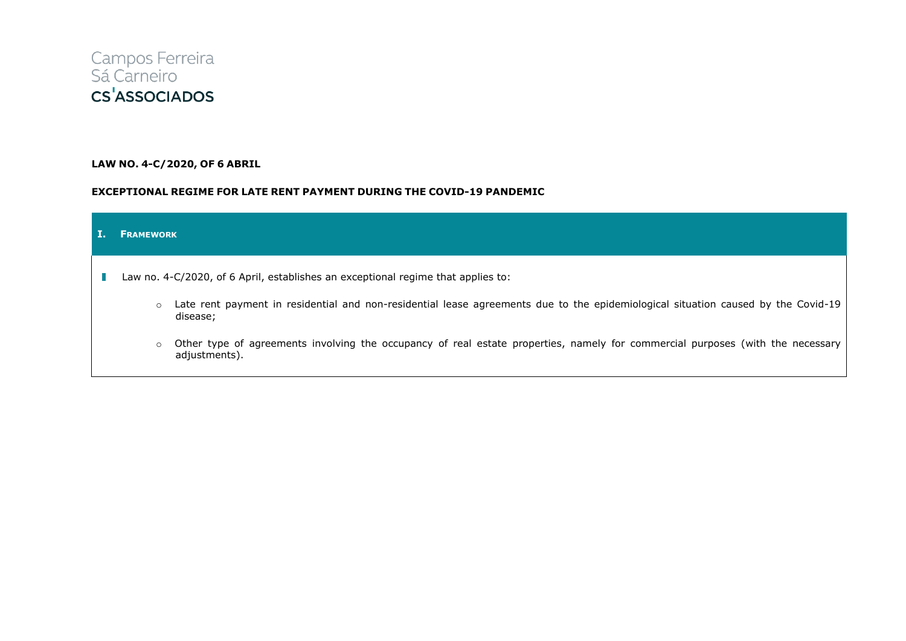Campos Ferreira
Sá Carneiro
CS'ASSOCIADOS

**LAW NO. 4-C/2020, OF 6 ABRIL**

**EXCEPTIONAL REGIME FOR LATE RENT PAYMENT DURING THE COVID-19 PANDEMIC**

## I. Framework

- Law no. 4-C/2020, of 6 April, establishes an exceptional regime that applies to:
    - Late rent payment in residential and non-residential lease agreements due to the epidemiological situation caused by the Covid-19 disease;
    - Other type of agreements involving the occupancy of real estate properties, namely for commercial purposes (with the necessary adjustments).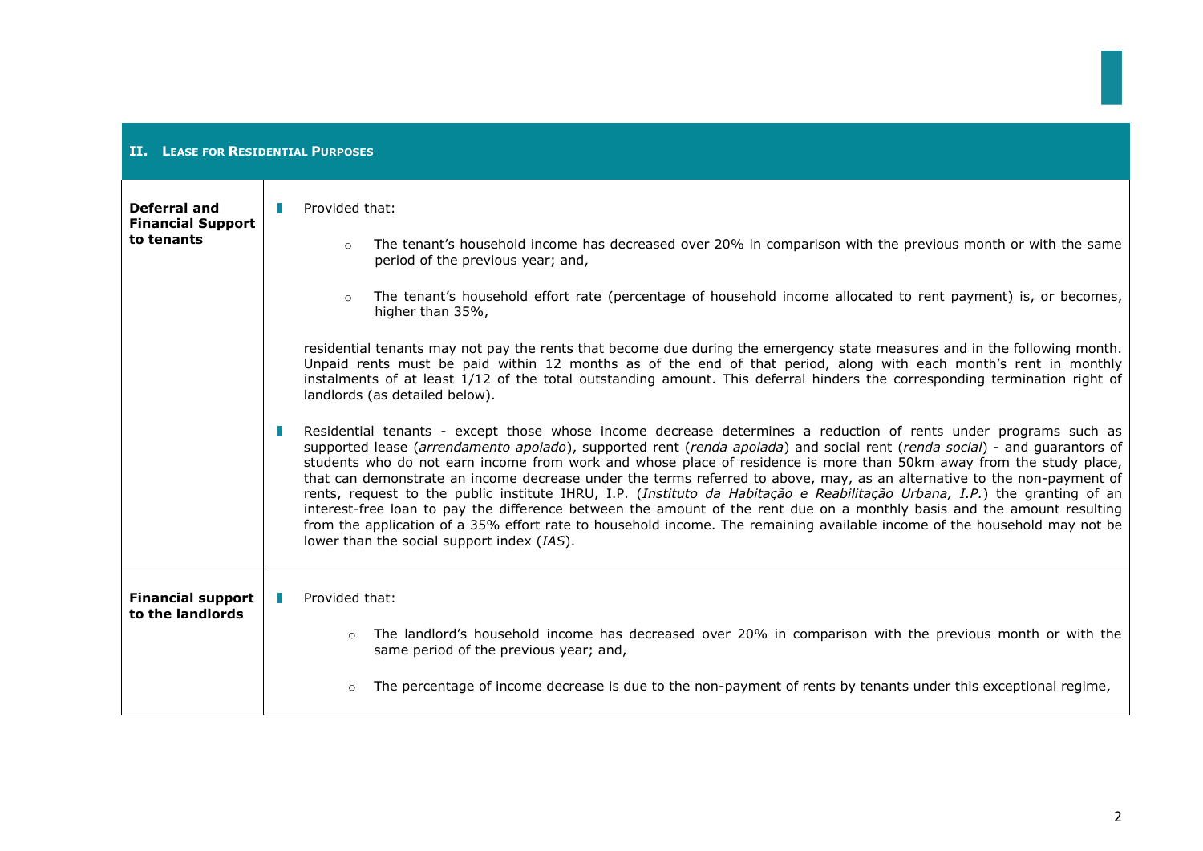| II. **Lease for Residential Purposes** | |
|---|---|
| **Deferral and Financial Support to tenants** | Provided that:<br><br>◦ The tenant's household income has decreased over 20% in comparison with the previous month or with the same period of the previous year; and,<br><br>◦ The tenant's household effort rate (percentage of household income allocated to rent payment) is, or becomes, higher than 35%,<br><br>residential tenants may not pay the rents that become due during the emergency state measures and in the following month. Unpaid rents must be paid within 12 months as of the end of that period, along with each month's rent in monthly instalments of at least 1/12 of the total outstanding amount. This deferral hinders the corresponding termination right of landlords (as detailed below).<br><br>Residential tenants - except those whose income decrease determines a reduction of rents under programs such as supported lease (*arrendamento apoiado*), supported rent (*renda apoiada*) and social rent (*renda social*) - and guarantors of students who do not earn income from work and whose place of residence is more than 50km away from the study place, that can demonstrate an income decrease under the terms referred to above, may, as an alternative to the non-payment of rents, request to the public institute IHRU, I.P. (*Instituto da Habitação e Reabilitação Urbana, I.P.*) the granting of an interest-free loan to pay the difference between the amount of the rent due on a monthly basis and the amount resulting from the application of a 35% effort rate to household income. The remaining available income of the household may not be lower than the social support index (*IAS*). |
| **Financial support to the landlords** | Provided that:<br><br>◦ The landlord's household income has decreased over 20% in comparison with the previous month or with the same period of the previous year; and,<br><br>◦ The percentage of income decrease is due to the non-payment of rents by tenants under this exceptional regime, |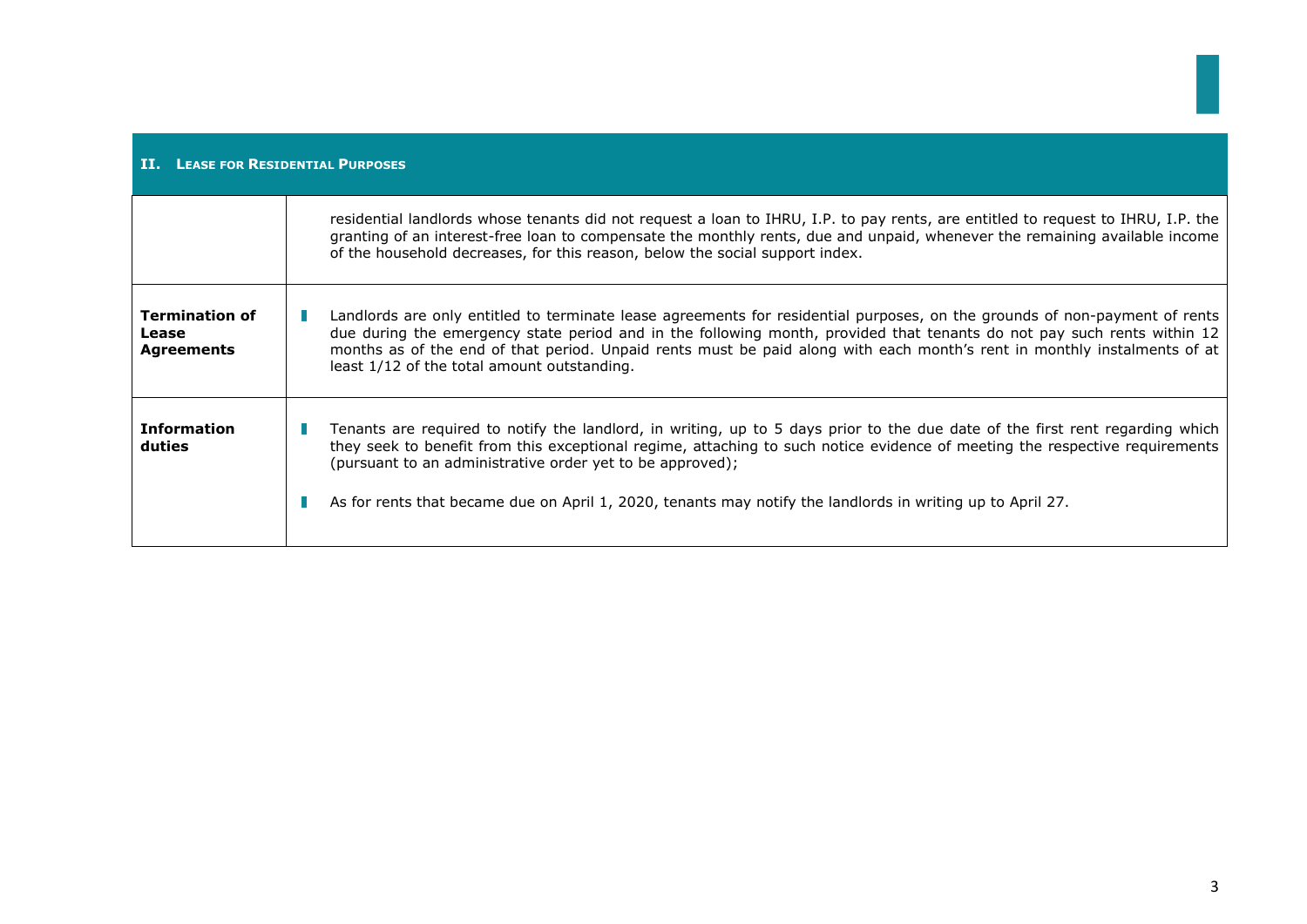## II. Lease for Residential Purposes

| | |
|---|---|
| | residential landlords whose tenants did not request a loan to IHRU, I.P. to pay rents, are entitled to request to IHRU, I.P. the granting of an interest-free loan to compensate the monthly rents, due and unpaid, whenever the remaining available income of the household decreases, for this reason, below the social support index. |
| **Termination of Lease Agreements** | - Landlords are only entitled to terminate lease agreements for residential purposes, on the grounds of non-payment of rents due during the emergency state period and in the following month, provided that tenants do not pay such rents within 12 months as of the end of that period. Unpaid rents must be paid along with each month's rent in monthly instalments of at least 1/12 of the total amount outstanding. |
| **Information duties** | - Tenants are required to notify the landlord, in writing, up to 5 days prior to the due date of the first rent regarding which they seek to benefit from this exceptional regime, attaching to such notice evidence of meeting the respective requirements (pursuant to an administrative order yet to be approved);<br>- As for rents that became due on April 1, 2020, tenants may notify the landlords in writing up to April 27. |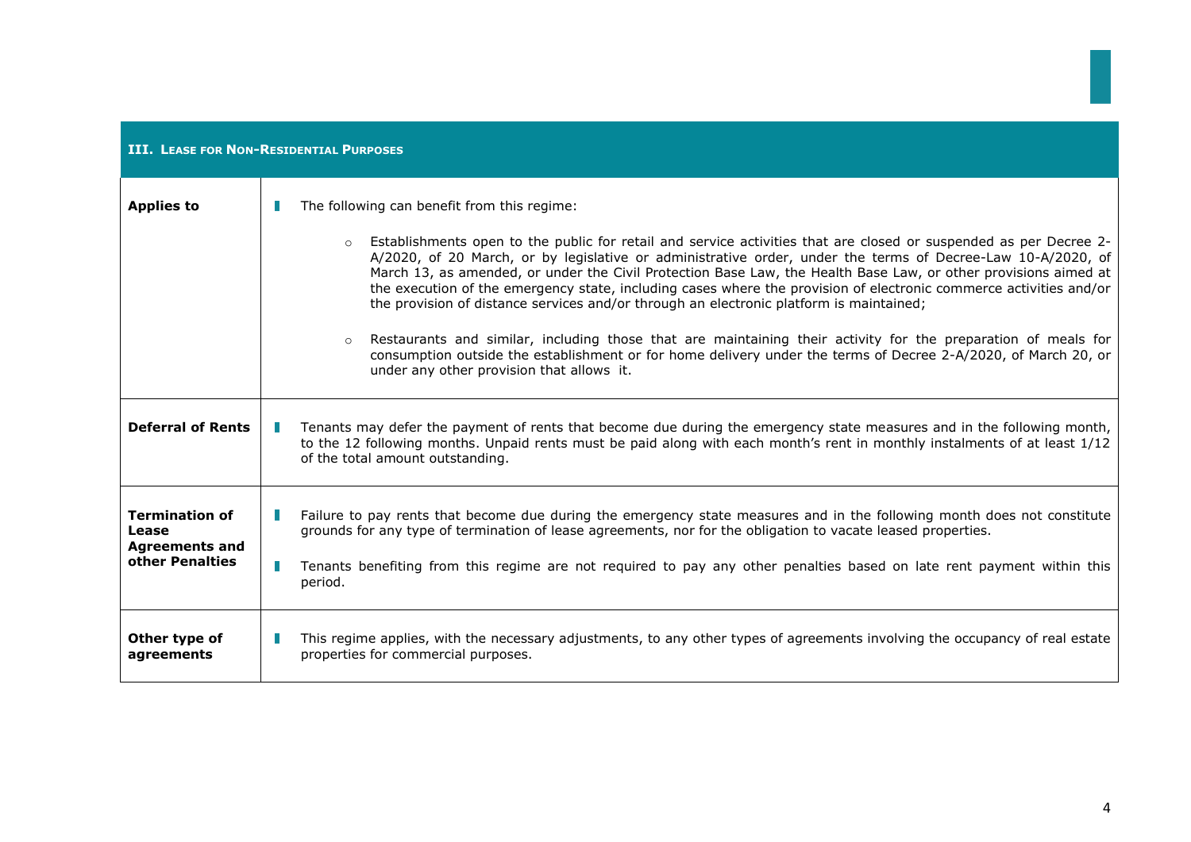| III. Lease for Non-Residential Purposes | |
|---|---|
| **Applies to** | The following can benefit from this regime:<br><br>◦ Establishments open to the public for retail and service activities that are closed or suspended as per Decree 2-A/2020, of 20 March, or by legislative or administrative order, under the terms of Decree-Law 10-A/2020, of March 13, as amended, or under the Civil Protection Base Law, the Health Base Law, or other provisions aimed at the execution of the emergency state, including cases where the provision of electronic commerce activities and/or the provision of distance services and/or through an electronic platform is maintained;<br><br>◦ Restaurants and similar, including those that are maintaining their activity for the preparation of meals for consumption outside the establishment or for home delivery under the terms of Decree 2-A/2020, of March 20, or under any other provision that allows it. |
| **Deferral of Rents** | Tenants may defer the payment of rents that become due during the emergency state measures and in the following month, to the 12 following months. Unpaid rents must be paid along with each month's rent in monthly instalments of at least 1/12 of the total amount outstanding. |
| **Termination of Lease Agreements and other Penalties** | Failure to pay rents that become due during the emergency state measures and in the following month does not constitute grounds for any type of termination of lease agreements, nor for the obligation to vacate leased properties.<br><br>Tenants benefiting from this regime are not required to pay any other penalties based on late rent payment within this period. |
| **Other type of agreements** | This regime applies, with the necessary adjustments, to any other types of agreements involving the occupancy of real estate properties for commercial purposes. |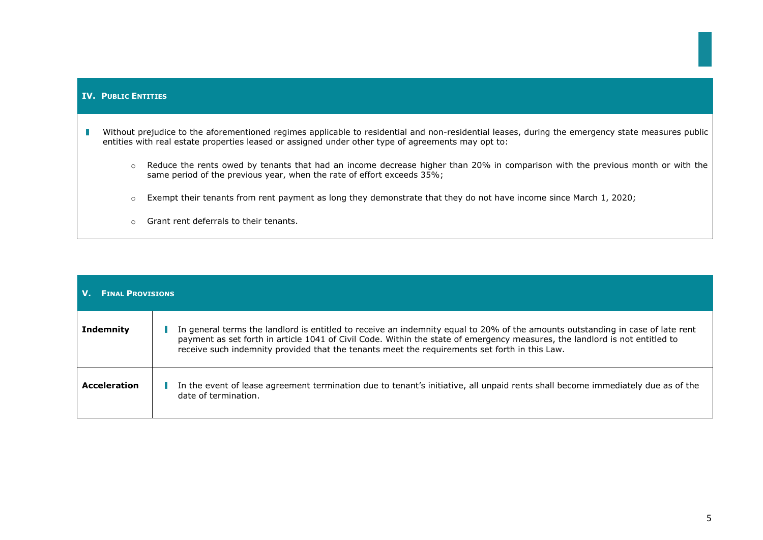## IV. Public Entities

- Without prejudice to the aforementioned regimes applicable to residential and non-residential leases, during the emergency state measures public entities with real estate properties leased or assigned under other type of agreements may opt to:

  - Reduce the rents owed by tenants that had an income decrease higher than 20% in comparison with the previous month or with the same period of the previous year, when the rate of effort exceeds 35%;

  - Exempt their tenants from rent payment as long they demonstrate that they do not have income since March 1, 2020;

  - Grant rent deferrals to their tenants.

## V. Final Provisions

| | |
|---|---|
| **Indemnity** | In general terms the landlord is entitled to receive an indemnity equal to 20% of the amounts outstanding in case of late rent payment as set forth in article 1041 of Civil Code. Within the state of emergency measures, the landlord is not entitled to receive such indemnity provided that the tenants meet the requirements set forth in this Law. |
| **Acceleration** | In the event of lease agreement termination due to tenant's initiative, all unpaid rents shall become immediately due as of the date of termination. |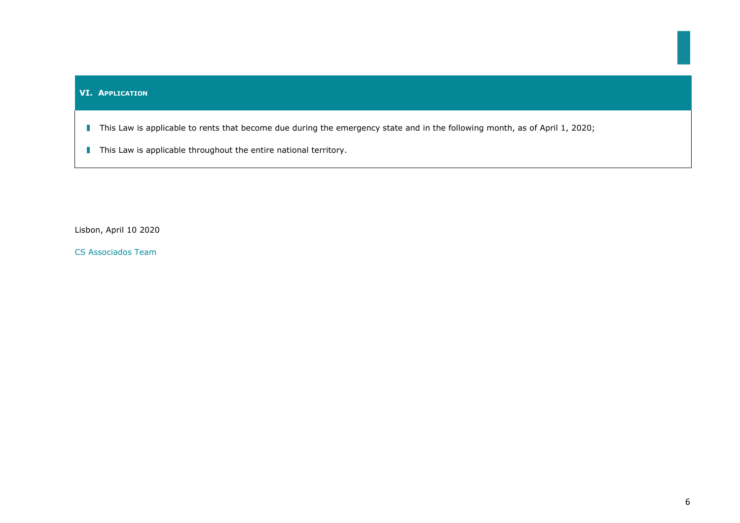## VI. Application

- This Law is applicable to rents that become due during the emergency state and in the following month, as of April 1, 2020;
- This Law is applicable throughout the entire national territory.

Lisbon, April 10 2020

CS Associados Team